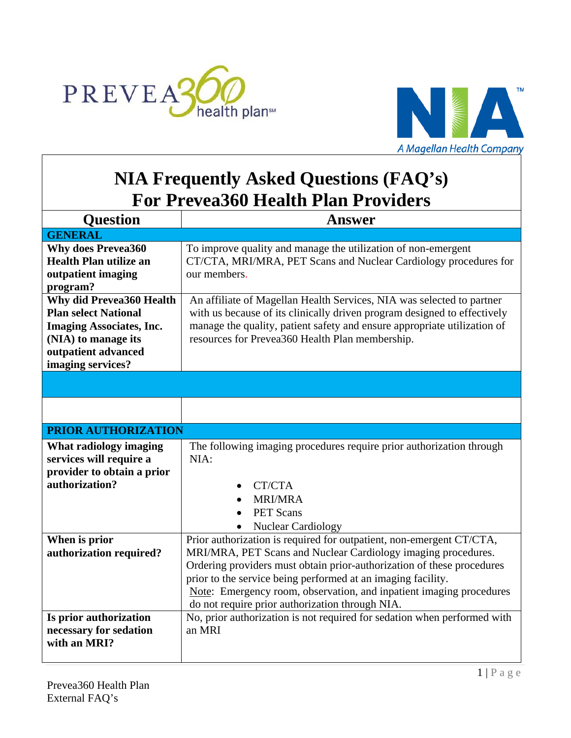# NIA Frequently Asked Questions (FAQ's) For Prevea360 Health Plan Providers

| Question | Answer |
|---|---|
| **GENERAL** | |
| **Why does Prevea360 Health Plan utilize an outpatient imaging program?** | To improve quality and manage the utilization of non-emergent CT/CTA, MRI/MRA, PET Scans and Nuclear Cardiology procedures for our members. |
| **Why did Prevea360 Health Plan select National Imaging Associates, Inc. (NIA) to manage its outpatient advanced imaging services?** | An affiliate of Magellan Health Services, NIA was selected to partner with us because of its clinically driven program designed to effectively manage the quality, patient safety and ensure appropriate utilization of resources for Prevea360 Health Plan membership. |
| | |
| | |
| **PRIOR AUTHORIZATION** | |
| **What radiology imaging services will require a provider to obtain a prior authorization?** | The following imaging procedures require prior authorization through NIA:<br>• CT/CTA<br>• MRI/MRA<br>• PET Scans<br>• Nuclear Cardiology |
| **When is prior authorization required?** | Prior authorization is required for outpatient, non-emergent CT/CTA, MRI/MRA, PET Scans and Nuclear Cardiology imaging procedures. Ordering providers must obtain prior-authorization of these procedures prior to the service being performed at an imaging facility.<br>Note: Emergency room, observation, and inpatient imaging procedures do not require prior authorization through NIA. |
| **Is prior authorization necessary for sedation with an MRI?** | No, prior authorization is not required for sedation when performed with an MRI |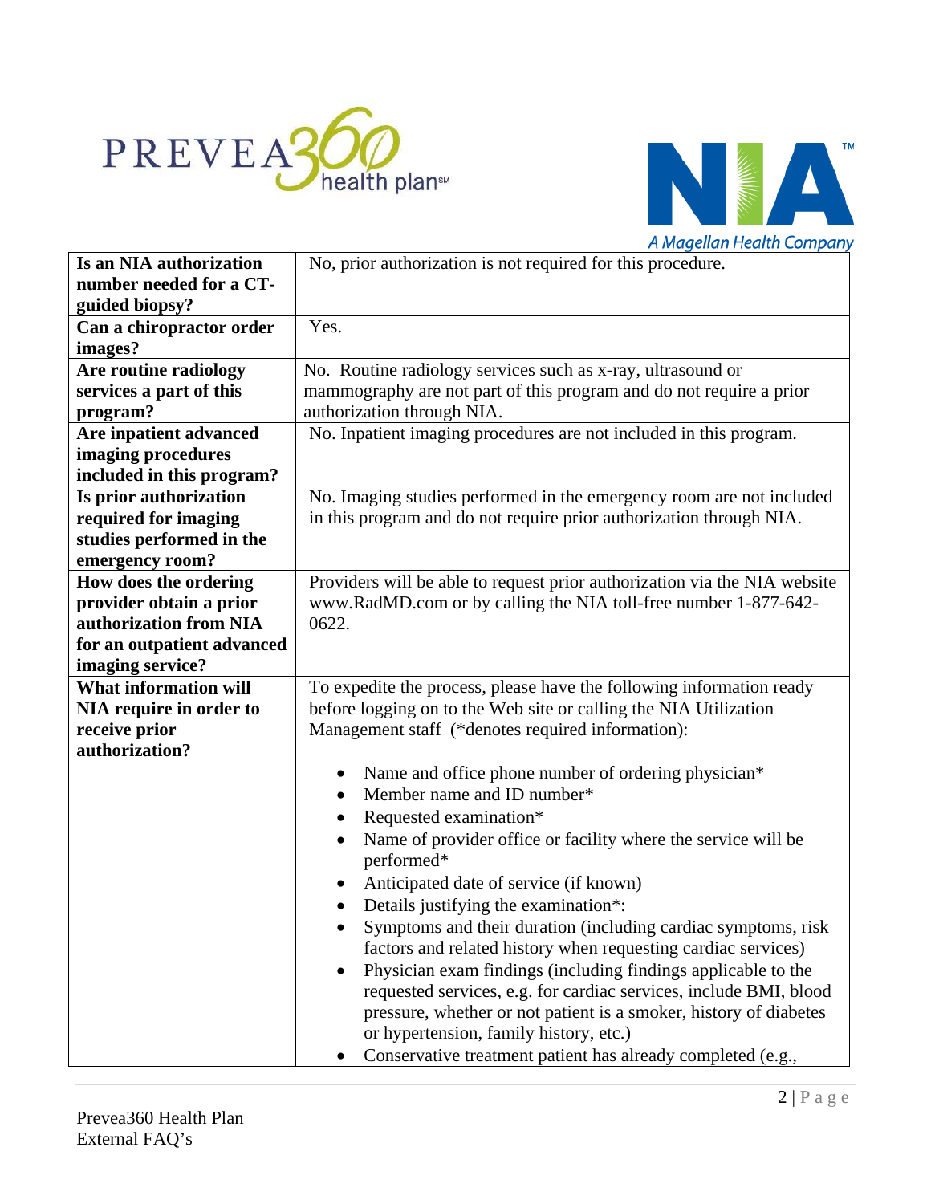| Is an NIA authorization number needed for a CT-guided biopsy? | No, prior authorization is not required for this procedure. |
|---|---|
| Can a chiropractor order images? | Yes. |
| Are routine radiology services a part of this program? | No. Routine radiology services such as x-ray, ultrasound or mammography are not part of this program and do not require a prior authorization through NIA. |
| Are inpatient advanced imaging procedures included in this program? | No. Inpatient imaging procedures are not included in this program. |
| Is prior authorization required for imaging studies performed in the emergency room? | No. Imaging studies performed in the emergency room are not included in this program and do not require prior authorization through NIA. |
| How does the ordering provider obtain a prior authorization from NIA for an outpatient advanced imaging service? | Providers will be able to request prior authorization via the NIA website www.RadMD.com or by calling the NIA toll-free number 1-877-642-0622. |
| What information will NIA require in order to receive prior authorization? | To expedite the process, please have the following information ready before logging on to the Web site or calling the NIA Utilization Management staff (*denotes required information):<br><br>• Name and office phone number of ordering physician*<br>• Member name and ID number*<br>• Requested examination*<br>• Name of provider office or facility where the service will be performed*<br>• Anticipated date of service (if known)<br>• Details justifying the examination*:<br>• Symptoms and their duration (including cardiac symptoms, risk factors and related history when requesting cardiac services)<br>• Physician exam findings (including findings applicable to the requested services, e.g. for cardiac services, include BMI, blood pressure, whether or not patient is a smoker, history of diabetes or hypertension, family history, etc.)<br>• Conservative treatment patient has already completed (e.g., |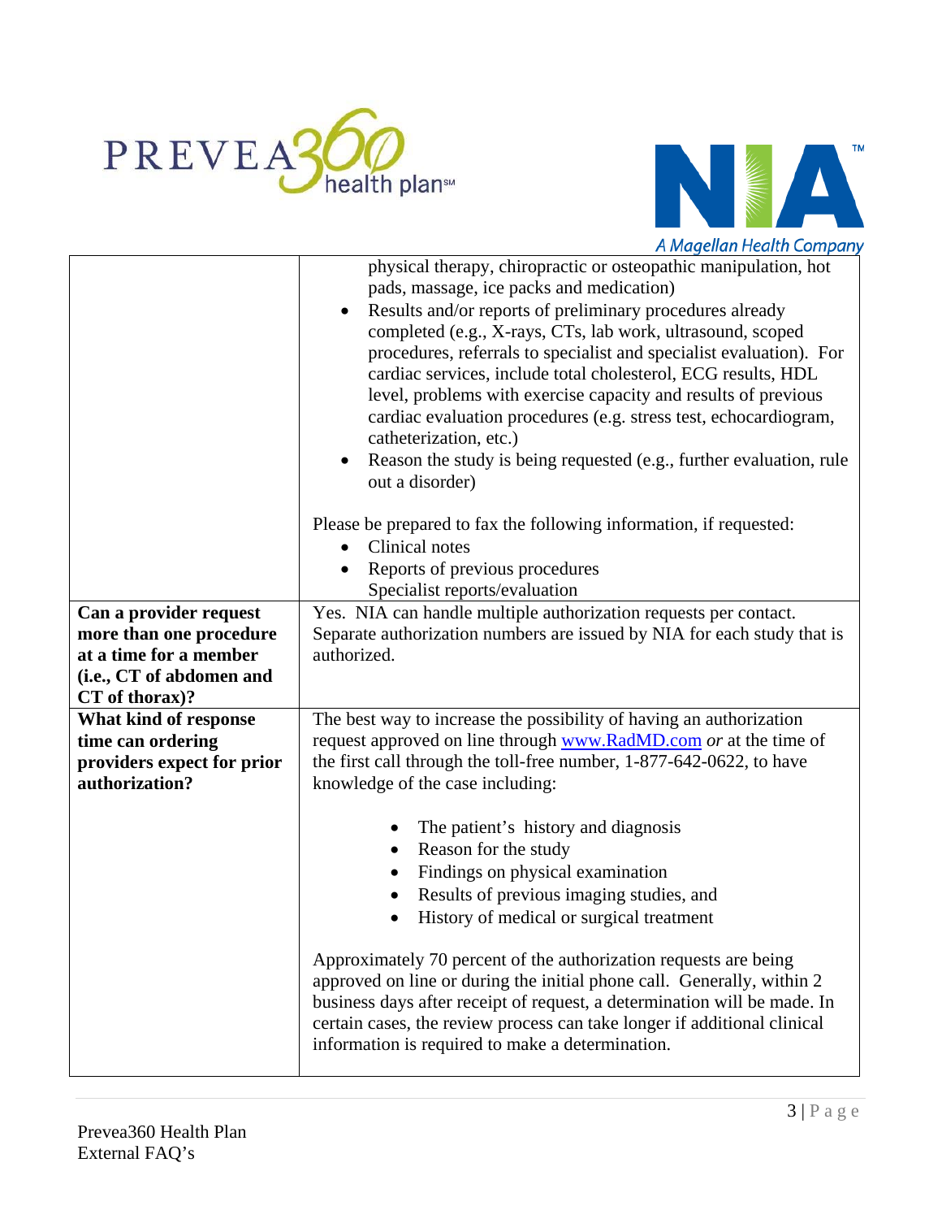| | |
|---|---|
| | physical therapy, chiropractic or osteopathic manipulation, hot pads, massage, ice packs and medication)<br>• Results and/or reports of preliminary procedures already completed (e.g., X-rays, CTs, lab work, ultrasound, scoped procedures, referrals to specialist and specialist evaluation). For cardiac services, include total cholesterol, ECG results, HDL level, problems with exercise capacity and results of previous cardiac evaluation procedures (e.g. stress test, echocardiogram, catheterization, etc.)<br>• Reason the study is being requested (e.g., further evaluation, rule out a disorder)<br><br>Please be prepared to fax the following information, if requested:<br>• Clinical notes<br>• Reports of previous procedures<br>Specialist reports/evaluation |
| **Can a provider request more than one procedure at a time for a member (i.e., CT of abdomen and CT of thorax)?** | Yes. NIA can handle multiple authorization requests per contact. Separate authorization numbers are issued by NIA for each study that is authorized. |
| **What kind of response time can ordering providers expect for prior authorization?** | The best way to increase the possibility of having an authorization request approved on line through www.RadMD.com *or* at the time of the first call through the toll-free number, 1-877-642-0622, to have knowledge of the case including:<br><br>• The patient's history and diagnosis<br>• Reason for the study<br>• Findings on physical examination<br>• Results of previous imaging studies, and<br>• History of medical or surgical treatment<br><br>Approximately 70 percent of the authorization requests are being approved on line or during the initial phone call. Generally, within 2 business days after receipt of request, a determination will be made. In certain cases, the review process can take longer if additional clinical information is required to make a determination. |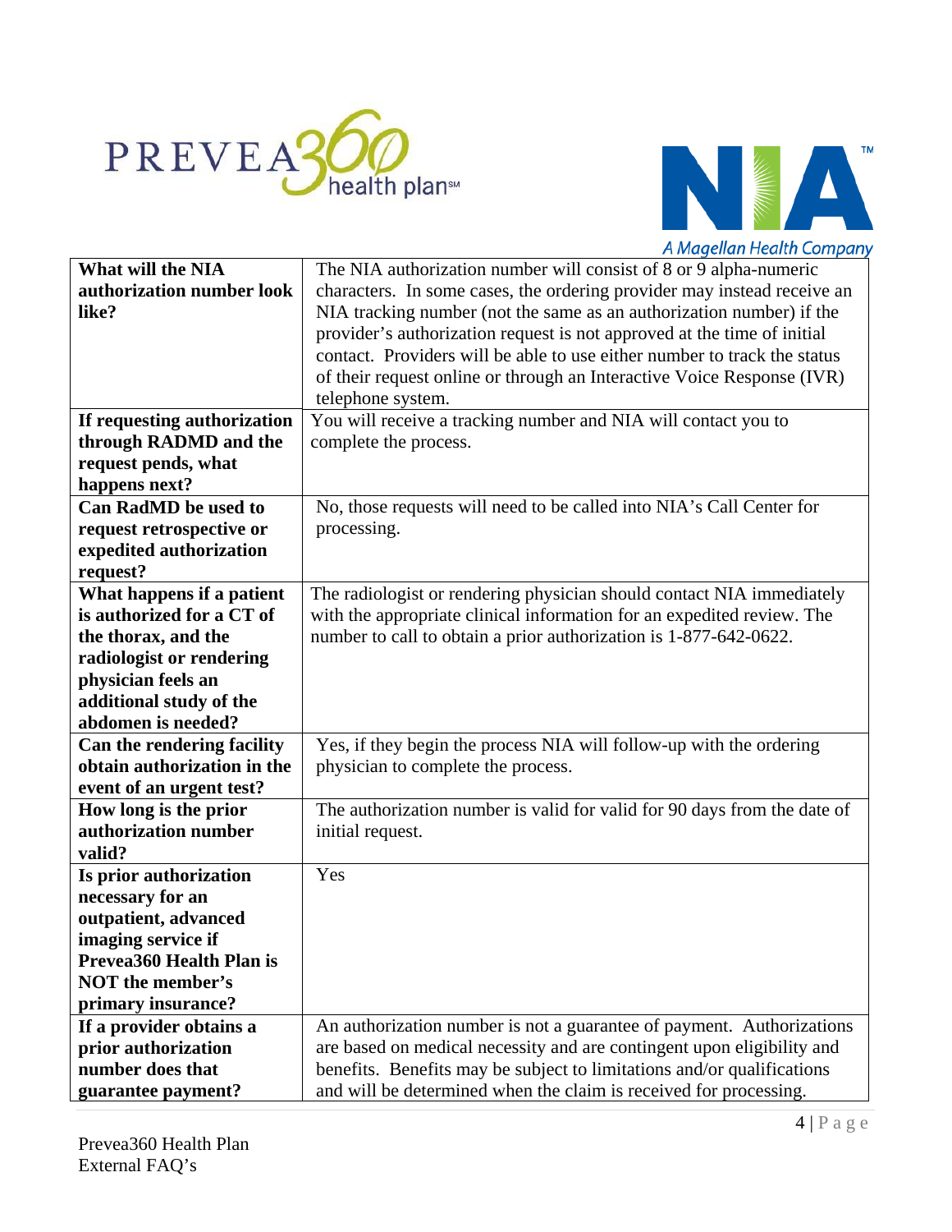| What will the NIA authorization number look like? | The NIA authorization number will consist of 8 or 9 alpha-numeric characters. In some cases, the ordering provider may instead receive an NIA tracking number (not the same as an authorization number) if the provider's authorization request is not approved at the time of initial contact. Providers will be able to use either number to track the status of their request online or through an Interactive Voice Response (IVR) telephone system. |
|---|---|
| **If requesting authorization through RADMD and the request pends, what happens next?** | You will receive a tracking number and NIA will contact you to complete the process. |
| **Can RadMD be used to request retrospective or expedited authorization request?** | No, those requests will need to be called into NIA's Call Center for processing. |
| **What happens if a patient is authorized for a CT of the thorax, and the radiologist or rendering physician feels an additional study of the abdomen is needed?** | The radiologist or rendering physician should contact NIA immediately with the appropriate clinical information for an expedited review. The number to call to obtain a prior authorization is 1-877-642-0622. |
| **Can the rendering facility obtain authorization in the event of an urgent test?** | Yes, if they begin the process NIA will follow-up with the ordering physician to complete the process. |
| **How long is the prior authorization number valid?** | The authorization number is valid for valid for 90 days from the date of initial request. |
| **Is prior authorization necessary for an outpatient, advanced imaging service if Prevea360 Health Plan is NOT the member's primary insurance?** | Yes |
| **If a provider obtains a prior authorization number does that guarantee payment?** | An authorization number is not a guarantee of payment. Authorizations are based on medical necessity and are contingent upon eligibility and benefits. Benefits may be subject to limitations and/or qualifications and will be determined when the claim is received for processing. |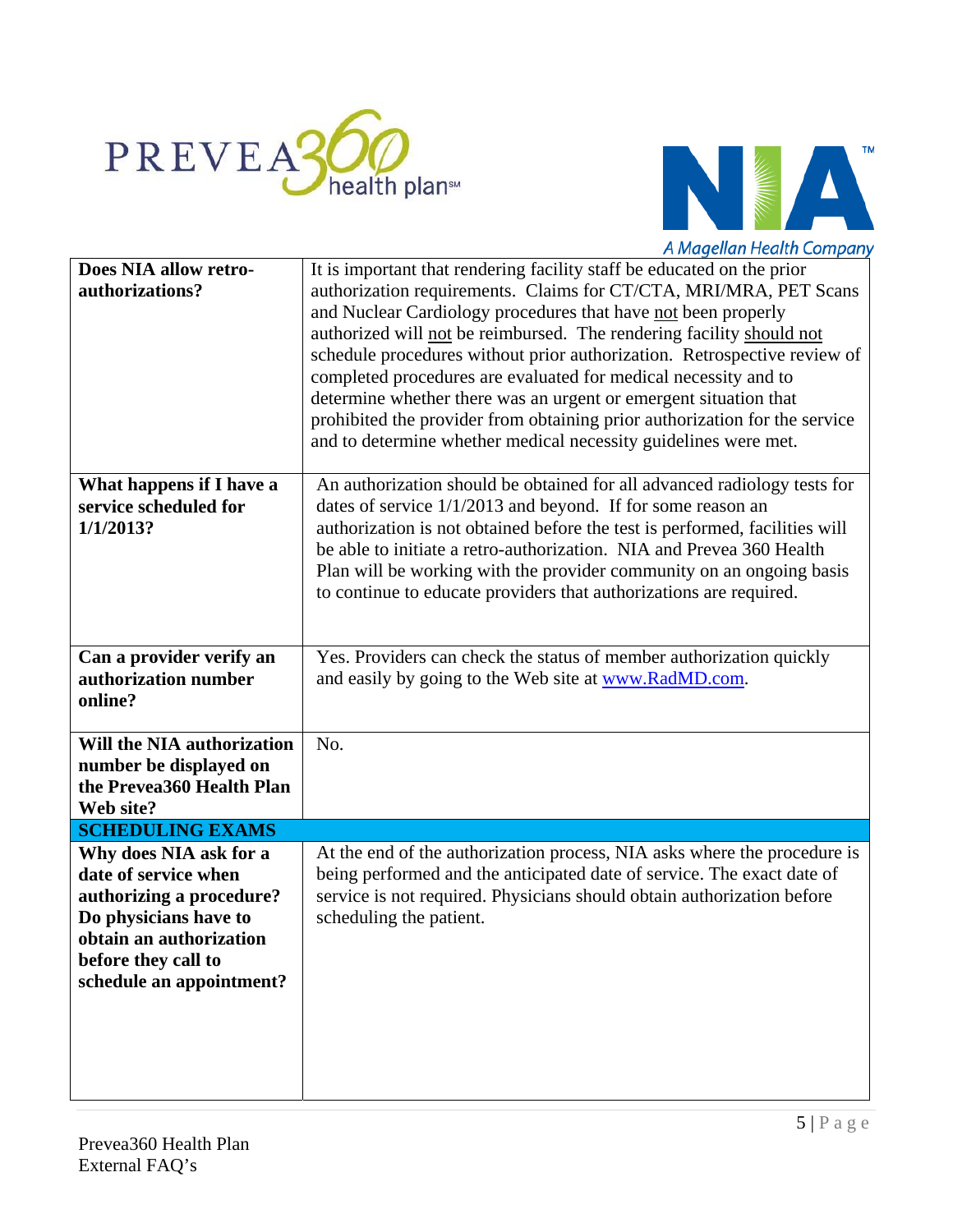| | |
|---|---|
| **Does NIA allow retro-authorizations?** | It is important that rendering facility staff be educated on the prior authorization requirements. Claims for CT/CTA, MRI/MRA, PET Scans and Nuclear Cardiology procedures that have not been properly authorized will not be reimbursed. The rendering facility should not schedule procedures without prior authorization. Retrospective review of completed procedures are evaluated for medical necessity and to determine whether there was an urgent or emergent situation that prohibited the provider from obtaining prior authorization for the service and to determine whether medical necessity guidelines were met. |
| **What happens if I have a service scheduled for 1/1/2013?** | An authorization should be obtained for all advanced radiology tests for dates of service 1/1/2013 and beyond. If for some reason an authorization is not obtained before the test is performed, facilities will be able to initiate a retro-authorization. NIA and Prevea 360 Health Plan will be working with the provider community on an ongoing basis to continue to educate providers that authorizations are required. |
| **Can a provider verify an authorization number online?** | Yes. Providers can check the status of member authorization quickly and easily by going to the Web site at www.RadMD.com. |
| **Will the NIA authorization number be displayed on the Prevea360 Health Plan Web site?** | No. |
| **SCHEDULING EXAMS** | |
| **Why does NIA ask for a date of service when authorizing a procedure? Do physicians have to obtain an authorization before they call to schedule an appointment?** | At the end of the authorization process, NIA asks where the procedure is being performed and the anticipated date of service. The exact date of service is not required. Physicians should obtain authorization before scheduling the patient. |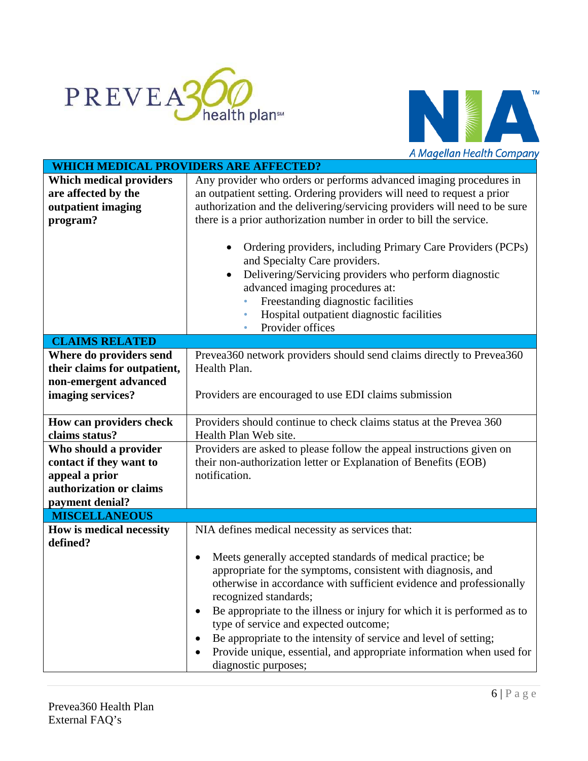| WHICH MEDICAL PROVIDERS ARE AFFECTED? | |
|---|---|
| **Which medical providers are affected by the outpatient imaging program?** | Any provider who orders or performs advanced imaging procedures in an outpatient setting. Ordering providers will need to request a prior authorization and the delivering/servicing providers will need to be sure there is a prior authorization number in order to bill the service.<br><br>• Ordering providers, including Primary Care Providers (PCPs) and Specialty Care providers.<br>• Delivering/Servicing providers who perform diagnostic advanced imaging procedures at:<br>  ◦ Freestanding diagnostic facilities<br>  ◦ Hospital outpatient diagnostic facilities<br>  ◦ Provider offices |
| **CLAIMS RELATED** | |
| **Where do providers send their claims for outpatient, non-emergent advanced imaging services?** | Prevea360 network providers should send claims directly to Prevea360 Health Plan.<br><br>Providers are encouraged to use EDI claims submission |
| **How can providers check claims status?** | Providers should continue to check claims status at the Prevea 360 Health Plan Web site. |
| **Who should a provider contact if they want to appeal a prior authorization or claims payment denial?** | Providers are asked to please follow the appeal instructions given on their non-authorization letter or Explanation of Benefits (EOB) notification. |
| **MISCELLANEOUS** | |
| **How is medical necessity defined?** | NIA defines medical necessity as services that:<br><br>• Meets generally accepted standards of medical practice; be appropriate for the symptoms, consistent with diagnosis, and otherwise in accordance with sufficient evidence and professionally recognized standards;<br>• Be appropriate to the illness or injury for which it is performed as to type of service and expected outcome;<br>• Be appropriate to the intensity of service and level of setting;<br>• Provide unique, essential, and appropriate information when used for diagnostic purposes; |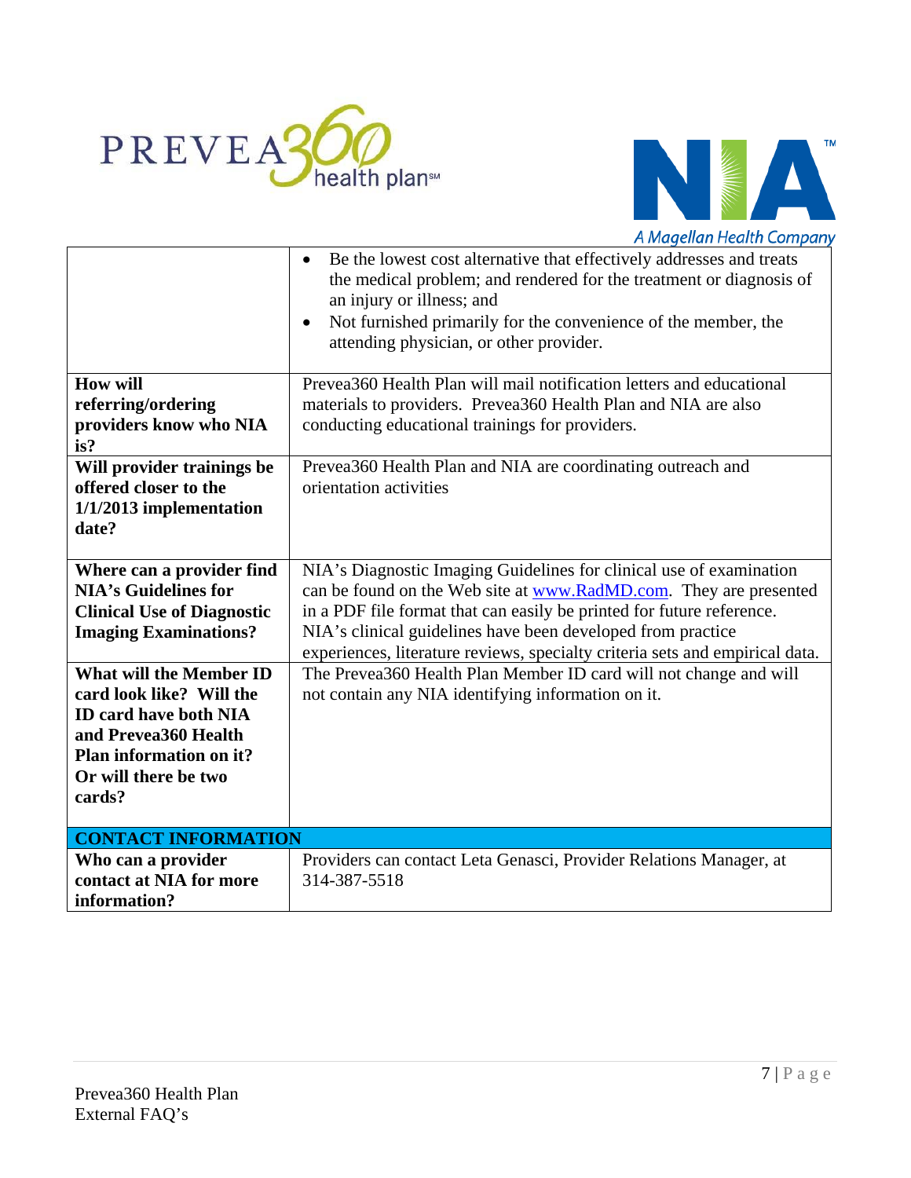| | |
|---|---|
| | • Be the lowest cost alternative that effectively addresses and treats the medical problem; and rendered for the treatment or diagnosis of an injury or illness; and<br>• Not furnished primarily for the convenience of the member, the attending physician, or other provider. |
| **How will referring/ordering providers know who NIA is?** | Prevea360 Health Plan will mail notification letters and educational materials to providers. Prevea360 Health Plan and NIA are also conducting educational trainings for providers. |
| **Will provider trainings be offered closer to the 1/1/2013 implementation date?** | Prevea360 Health Plan and NIA are coordinating outreach and orientation activities |
| **Where can a provider find NIA's Guidelines for Clinical Use of Diagnostic Imaging Examinations?** | NIA's Diagnostic Imaging Guidelines for clinical use of examination can be found on the Web site at www.RadMD.com. They are presented in a PDF file format that can easily be printed for future reference. NIA's clinical guidelines have been developed from practice experiences, literature reviews, specialty criteria sets and empirical data. |
| **What will the Member ID card look like? Will the ID card have both NIA and Prevea360 Health Plan information on it? Or will there be two cards?** | The Prevea360 Health Plan Member ID card will not change and will not contain any NIA identifying information on it. |
| **CONTACT INFORMATION** | |
| **Who can a provider contact at NIA for more information?** | Providers can contact Leta Genasci, Provider Relations Manager, at 314-387-5518 |